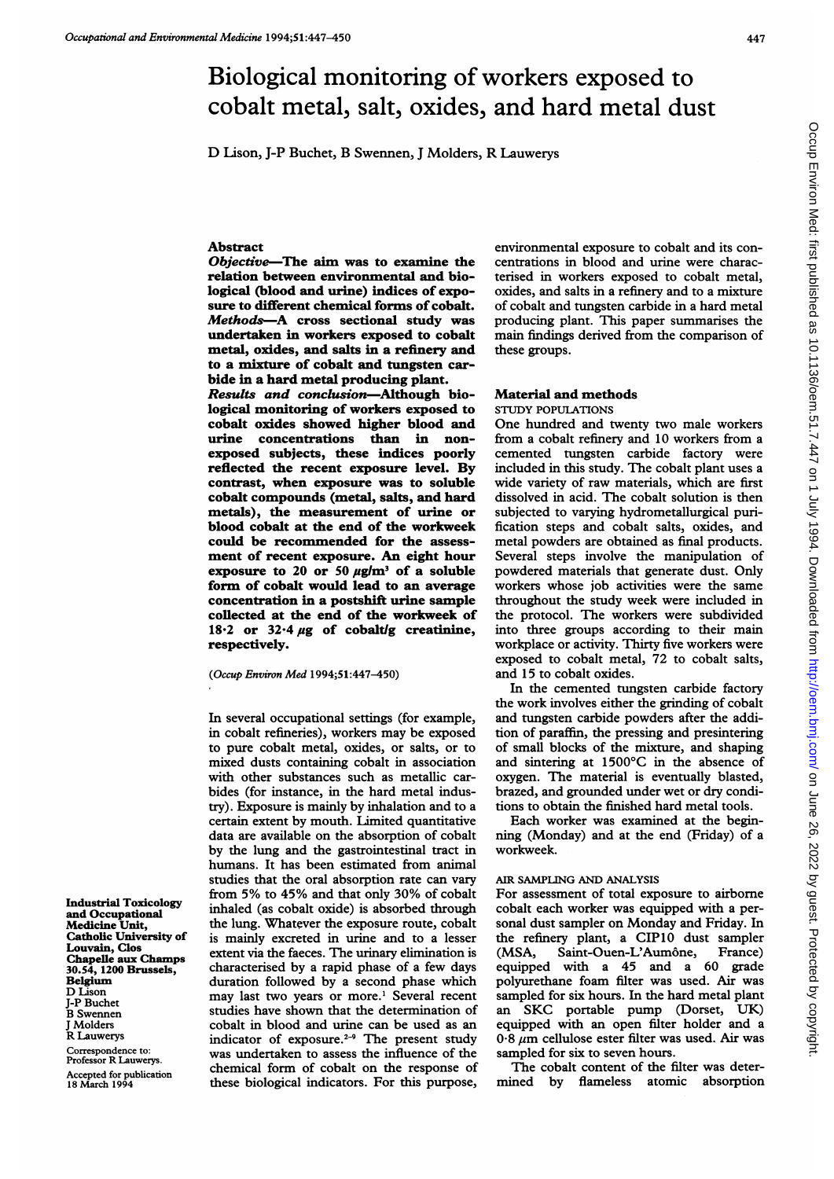# Biological monitoring of workers exposed to cobalt metal, salt, oxides, and hard metal dust

D Lison, J-P Buchet, B Swennen, J Molders, R Lauwerys

## Abstract

***Objective*—The aim was to examine the relation between environmental and biological (blood and urine) indices of exposure to different chemical forms of cobalt.**

***Methods*—A cross sectional study was undertaken in workers exposed to cobalt metal, oxides, and salts in a refinery and to a mixture of cobalt and tungsten carbide in a hard metal producing plant.**

***Results and conclusion*—Although biological monitoring of workers exposed to cobalt oxides showed higher blood and urine concentrations than in non-exposed subjects, these indices poorly reflected the recent exposure level. By contrast, when exposure was to soluble cobalt compounds (metal, salts, and hard metals), the measurement of urine or blood cobalt at the end of the workweek could be recommended for the assessment of recent exposure. An eight hour exposure to 20 or 50 $\mu g/m^3$ of a soluble form of cobalt would lead to an average concentration in a postshift urine sample collected at the end of the workweek of 18·2 or 32·4 $\mu g$ of cobalt/g creatinine, respectively.**

(*Occup Environ Med* 1994;51:447–450)

In several occupational settings (for example, in cobalt refineries), workers may be exposed to pure cobalt metal, oxides, or salts, or to mixed dusts containing cobalt in association with other substances such as metallic carbides (for instance, in the hard metal industry). Exposure is mainly by inhalation and to a certain extent by mouth. Limited quantitative data are available on the absorption of cobalt by the lung and the gastrointestinal tract in humans. It has been estimated from animal studies that the oral absorption rate can vary from 5% to 45% and that only 30% of cobalt inhaled (as cobalt oxide) is absorbed through the lung. Whatever the exposure route, cobalt is mainly excreted in urine and to a lesser extent via the faeces. The urinary elimination is characterised by a rapid phase of a few days duration followed by a second phase which may last two years or more.[1] Several recent studies have shown that the determination of cobalt in blood and urine can be used as an indicator of exposure.[2-9] The present study was undertaken to assess the influence of the chemical form of cobalt on the response of these biological indicators. For this purpose, environmental exposure to cobalt and its concentrations in blood and urine were characterised in workers exposed to cobalt metal, oxides, and salts in a refinery and to a mixture of cobalt and tungsten carbide in a hard metal producing plant. This paper summarises the main findings derived from the comparison of these groups.

Industrial Toxicology and Occupational Medicine Unit, Catholic University of Louvain, Clos Chapelle aux Champs 30.54, 1200 Brussels, Belgium
D Lison
J-P Buchet
B Swennen
J Molders
R Lauwerys

Correspondence to: Professor R Lauwerys.

Accepted for publication 18 March 1994

## Material and methods

### STUDY POPULATIONS

One hundred and twenty two male workers from a cobalt refinery and 10 workers from a cemented tungsten carbide factory were included in this study. The cobalt plant uses a wide variety of raw materials, which are first dissolved in acid. The cobalt solution is then subjected to varying hydrometallurgical purification steps and cobalt salts, oxides, and metal powders are obtained as final products. Several steps involve the manipulation of powdered materials that generate dust. Only workers whose job activities were the same throughout the study week were included in the protocol. The workers were subdivided into three groups according to their main workplace or activity. Thirty five workers were exposed to cobalt metal, 72 to cobalt salts, and 15 to cobalt oxides.

In the cemented tungsten carbide factory the work involves either the grinding of cobalt and tungsten carbide powders after the addition of paraffin, the pressing and presintering of small blocks of the mixture, and shaping and sintering at 1500°C in the absence of oxygen. The material is eventually blasted, brazed, and grounded under wet or dry conditions to obtain the finished hard metal tools.

Each worker was examined at the beginning (Monday) and at the end (Friday) of a workweek.

### AIR SAMPLING AND ANALYSIS

For assessment of total exposure to airborne cobalt each worker was equipped with a personal dust sampler on Monday and Friday. In the refinery plant, a CIP10 dust sampler (MSA, Saint-Ouen-L'Aumône, France) equipped with a 45 and a 60 grade polyurethane foam filter was used. Air was sampled for six hours. In the hard metal plant an SKC portable pump (Dorset, UK) equipped with an open filter holder and a 0·8 $\mu m$ cellulose ester filter was used. Air was sampled for six to seven hours.

The cobalt content of the filter was determined by flameless atomic absorption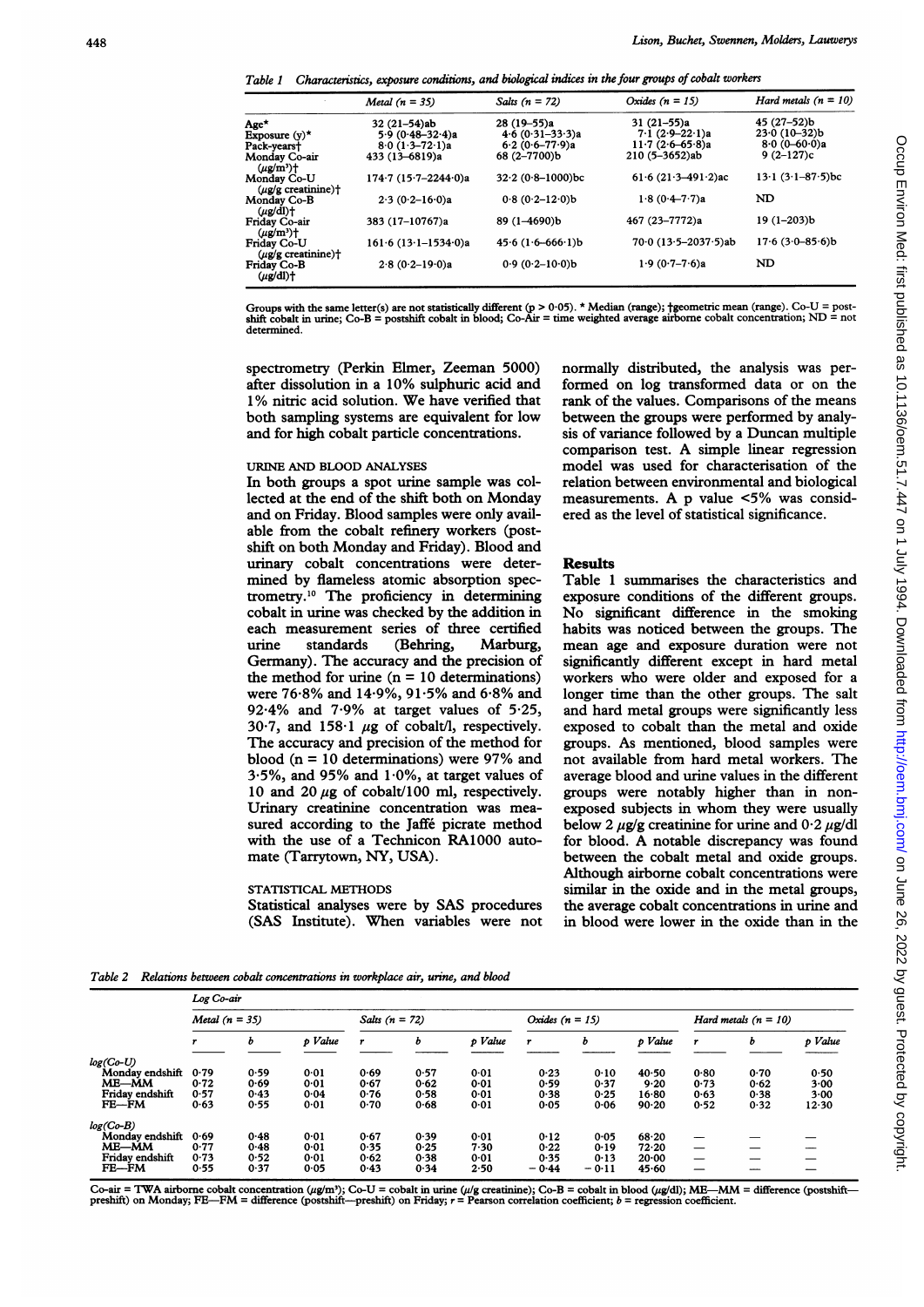Table 1 Characteristics, exposure conditions, and biological indices in the four groups of cobalt workers

| | Metal (n = 35) | Salts (n = 72) | Oxides (n = 15) | Hard metals (n = 10) |
|---|---|---|---|---|
| Age* | 32 (21–54)ab | 28 (19–55)a | 31 (21–55)a | 45 (27–52)b |
| Exposure (y)* | 5·9 (0·48–32·4)a | 4·6 (0·31–33·3)a | 7·1 (2·9–22·1)a | 23·0 (10–32)b |
| Pack-years† | 8·0 (1·3–72·1)a | 6·2 (0·6–77·9)a | 11·7 (2·6–65·8)a | 8·0 (0–60·0)a |
| Monday Co-air (μg/m³)† | 433 (13–6819)a | 68 (2–7700)b | 210 (5–3652)ab | 9 (2–127)c |
| Monday Co-U (μg/g creatinine)† | 174·7 (15·7–2244·0)a | 32·2 (0·8–1000)bc | 61·6 (21·3–491·2)ac | 13·1 (3·1–87·5)bc |
| Monday Co-B (μg/dl)† | 2·3 (0·2–16·0)a | 0·8 (0·2–12·0)b | 1·8 (0·4–7·7)a | ND |
| Friday Co-air (μg/m³)† | 383 (17–10767)a | 89 (1–4690)b | 467 (23–7772)a | 19 (1–203)b |
| Friday Co-U (μg/g creatinine)† | 161·6 (13·1–1534·0)a | 45·6 (1·6–666·1)b | 70·0 (13·5–2037·5)ab | 17·6 (3·0–85·6)b |
| Friday Co-B (μg/dl)† | 2·8 (0·2–19·0)a | 0·9 (0·2–10·0)b | 1·9 (0·7–7·6)a | ND |

Groups with the same letter(s) are not statistically different ($p > 0·05$). * Median (range); †geometric mean (range). Co-U = postshift cobalt in urine; Co-B = postshift cobalt in blood; Co-Air = time weighted average airborne cobalt concentration; ND = not determined.

spectrometry (Perkin Elmer, Zeeman 5000) after dissolution in a 10% sulphuric acid and 1% nitric acid solution. We have verified that both sampling systems are equivalent for low and for high cobalt particle concentrations.

URINE AND BLOOD ANALYSES

In both groups a spot urine sample was collected at the end of the shift both on Monday and on Friday. Blood samples were only available from the cobalt refinery workers (postshift on both Monday and Friday). Blood and urinary cobalt concentrations were determined by flameless atomic absorption spectrometry.[10] The proficiency in determining cobalt in urine was checked by the addition in each measurement series of three certified urine standards (Behring, Marburg, Germany). The accuracy and the precision of the method for urine (n = 10 determinations) were 76·8% and 14·9%, 91·5% and 6·8% and 92·4% and 7·9% at target values of 5·25, 30·7, and 158·1 μg of cobalt/l, respectively. The accuracy and precision of the method for blood (n = 10 determinations) were 97% and 3·5%, and 95% and 1·0%, at target values of 10 and 20 μg of cobalt/100 ml, respectively. Urinary creatinine concentration was measured according to the Jaffé picrate method with the use of a Technicon RA1000 automate (Tarrytown, NY, USA).

STATISTICAL METHODS

Statistical analyses were by SAS procedures (SAS Institute). When variables were not normally distributed, the analysis was performed on log transformed data or on the rank of the values. Comparisons of the means between the groups were performed by analysis of variance followed by a Duncan multiple comparison test. A simple linear regression model was used for characterisation of the relation between environmental and biological measurements. A p value <5% was considered as the level of statistical significance.

## Results

Table 1 summarises the characteristics and exposure conditions of the different groups. No significant difference in the smoking habits was noticed between the groups. The mean age and exposure duration were not significantly different except in hard metal workers who were older and exposed for a longer time than the other groups. The salt and hard metal groups were significantly less exposed to cobalt than the metal and oxide groups. As mentioned, blood samples were not available from hard metal workers. The average blood and urine values in the different groups were notably higher than in non-exposed subjects in whom they were usually below 2 μg/g creatinine for urine and 0·2 μg/dl for blood. A notable discrepancy was found between the cobalt metal and oxide groups. Although airborne cobalt concentrations were similar in the oxide and in the metal groups, the average cobalt concentrations in urine and in blood were lower in the oxide than in the

Table 2 Relations between cobalt concentrations in workplace air, urine, and blood

| | Log Co-air | | | | | | | | | | | |
|---|---|---|---|---|---|---|---|---|---|---|---|---|
| | Metal (n = 35) | | | Salts (n = 72) | | | Oxides (n = 15) | | | Hard metals (n = 10) | | |
| | r | b | p Value | r | b | p Value | r | b | p Value | r | b | p Value |
| log(Co-U) | | | | | | | | | | | | |
| Monday endshift | 0·79 | 0·59 | 0·01 | 0·69 | 0·57 | 0·01 | 0·23 | 0·10 | 40·50 | 0·80 | 0·70 | 0·50 |
| ME—MM | 0·72 | 0·69 | 0·01 | 0·67 | 0·62 | 0·01 | 0·59 | 0·37 | 9·20 | 0·73 | 0·62 | 3·00 |
| Friday endshift | 0·57 | 0·43 | 0·04 | 0·76 | 0·58 | 0·01 | 0·38 | 0·25 | 16·80 | 0·63 | 0·38 | 3·00 |
| FE—FM | 0·63 | 0·55 | 0·01 | 0·70 | 0·68 | 0·01 | 0·05 | 0·06 | 90·20 | 0·52 | 0·32 | 12·30 |
| log(Co-B) | | | | | | | | | | | | |
| Monday endshift | 0·69 | 0·48 | 0·01 | 0·67 | 0·39 | 0·01 | 0·12 | 0·05 | 68·20 | — | — | — |
| ME—MM | 0·77 | 0·48 | 0·01 | 0·35 | 0·25 | 7·30 | 0·22 | 0·19 | 72·20 | — | — | — |
| Friday endshift | 0·73 | 0·52 | 0·01 | 0·62 | 0·38 | 0·01 | 0·35 | 0·13 | 20·00 | — | — | — |
| FE—FM | 0·55 | 0·37 | 0·05 | 0·43 | 0·34 | 2·50 | −0·44 | −0·11 | 45·60 | — | — | — |

Co-air = TWA airborne cobalt concentration (μg/m³); Co-U = cobalt in urine (μ/g creatinine); Co-B = cobalt in blood (μg/dl); ME—MM = difference (postshift—preshift) on Monday; FE—FM = difference (postshift—preshift) on Friday; r = Pearson correlation coefficient; b = regression coefficient.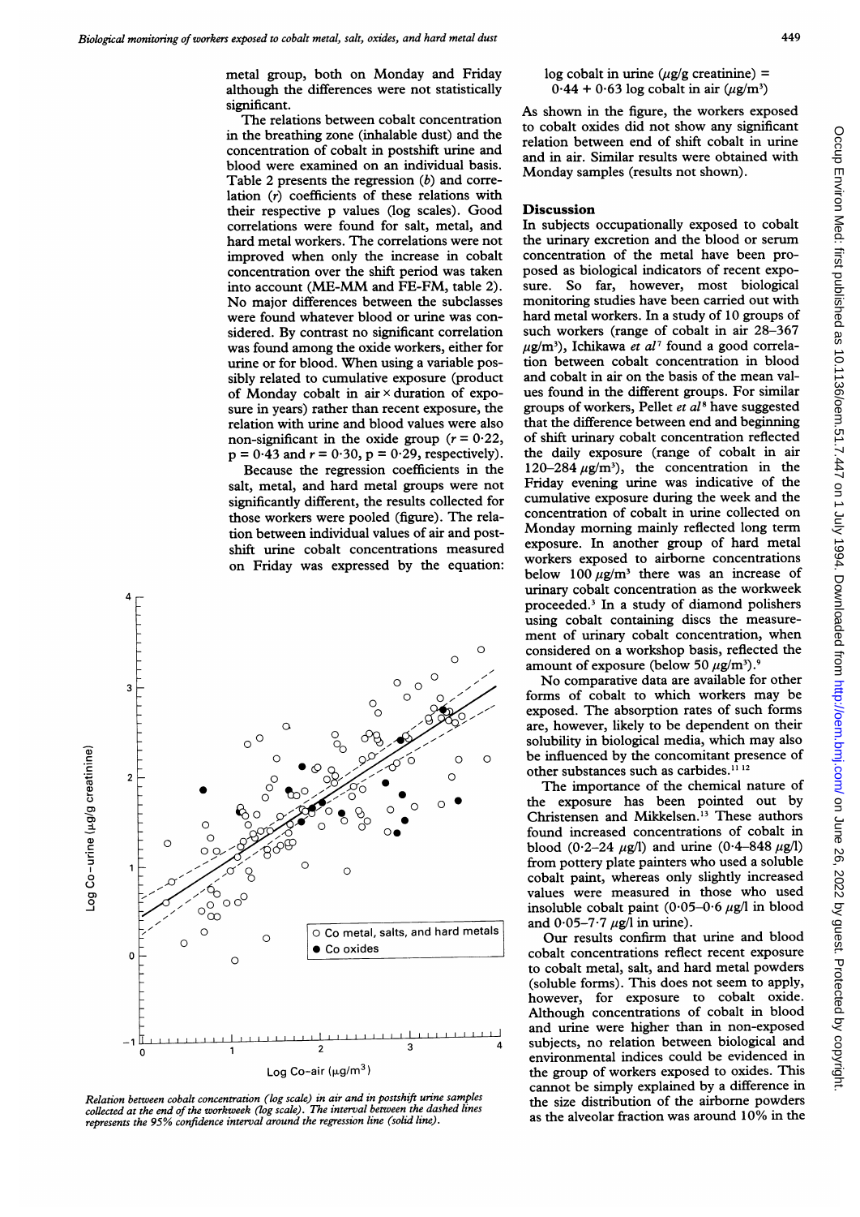metal group, both on Monday and Friday although the differences were not statistically significant.

The relations between cobalt concentration in the breathing zone (inhalable dust) and the concentration of cobalt in postshift urine and blood were examined on an individual basis. Table 2 presents the regression ($b$) and correlation ($r$) coefficients of these relations with their respective p values (log scales). Good correlations were found for salt, metal, and hard metal workers. The correlations were not improved when only the increase in cobalt concentration over the shift period was taken into account (ME-MM and FE-FM, table 2). No major differences between the subclasses were found whatever blood or urine was considered. By contrast no significant correlation was found among the oxide workers, either for urine or for blood. When using a variable possibly related to cumulative exposure (product of Monday cobalt in air × duration of exposure in years) rather than recent exposure, the relation with urine and blood values were also non-significant in the oxide group ($r = 0.22$, $p = 0.43$ and $r = 0.30$, $p = 0.29$, respectively).

Because the regression coefficients in the salt, metal, and hard metal groups were not significantly different, the results collected for those workers were pooled (figure). The relation between individual values of air and postshift urine cobalt concentrations measured on Friday was expressed by the equation:

$$\text{log cobalt in urine } (\mu g/g \text{ creatinine}) = 0.44 + 0.63 \text{ log cobalt in air } (\mu g/m^3)$$

As shown in the figure, the workers exposed to cobalt oxides did not show any significant relation between end of shift cobalt in urine and in air. Similar results were obtained with Monday samples (results not shown).

*Relation between cobalt concentration (log scale) in air and in postshift urine samples collected at the end of the workweek (log scale). The interval between the dashed lines represents the 95% confidence interval around the regression line (solid line).*

## Discussion

In subjects occupationally exposed to cobalt the urinary excretion and the blood or serum concentration of the metal have been proposed as biological indicators of recent exposure. So far, however, most biological monitoring studies have been carried out with hard metal workers. In a study of 10 groups of such workers (range of cobalt in air 28–367 $\mu g/m^3$), Ichikawa *et al*[7] found a good correlation between cobalt concentration in blood and cobalt in air on the basis of the mean values found in the different groups. For similar groups of workers, Pellet *et al*[8] have suggested that the difference between end and beginning of shift urinary cobalt concentration reflected the daily exposure (range of cobalt in air 120–284 $\mu g/m^3$), the concentration in the Friday evening urine was indicative of the cumulative exposure during the week and the concentration of cobalt in urine collected on Monday morning mainly reflected long term exposure. In another group of hard metal workers exposed to airborne concentrations below 100 $\mu g/m^3$ there was an increase of urinary cobalt concentration as the workweek proceeded.[3] In a study of diamond polishers using cobalt containing discs the measurement of urinary cobalt concentration, when considered on a workshop basis, reflected the amount of exposure (below 50 $\mu g/m^3$).[9]

No comparative data are available for other forms of cobalt to which workers may be exposed. The absorption rates of such forms are, however, likely to be dependent on their solubility in biological media, which may also be influenced by the concomitant presence of other substances such as carbides.[11,12]

The importance of the chemical nature of the exposure has been pointed out by Christensen and Mikkelsen.[13] These authors found increased concentrations of cobalt in blood (0·2–24 $\mu g/l$) and urine (0·4–848 $\mu g/l$) from pottery plate painters who used a soluble cobalt paint, whereas only slightly increased values were measured in those who used insoluble cobalt paint (0·05–0·6 $\mu g/l$ in blood and 0·05–7·7 $\mu g/l$ in urine).

Our results confirm that urine and blood cobalt concentrations reflect recent exposure to cobalt metal, salt, and hard metal powders (soluble forms). This does not seem to apply, however, for exposure to cobalt oxide. Although concentrations of cobalt in blood and urine were higher than in non-exposed subjects, no relation between biological and environmental indices could be evidenced in the group of workers exposed to oxides. This cannot be simply explained by a difference in the size distribution of the airborne powders as the alveolar fraction was around 10% in the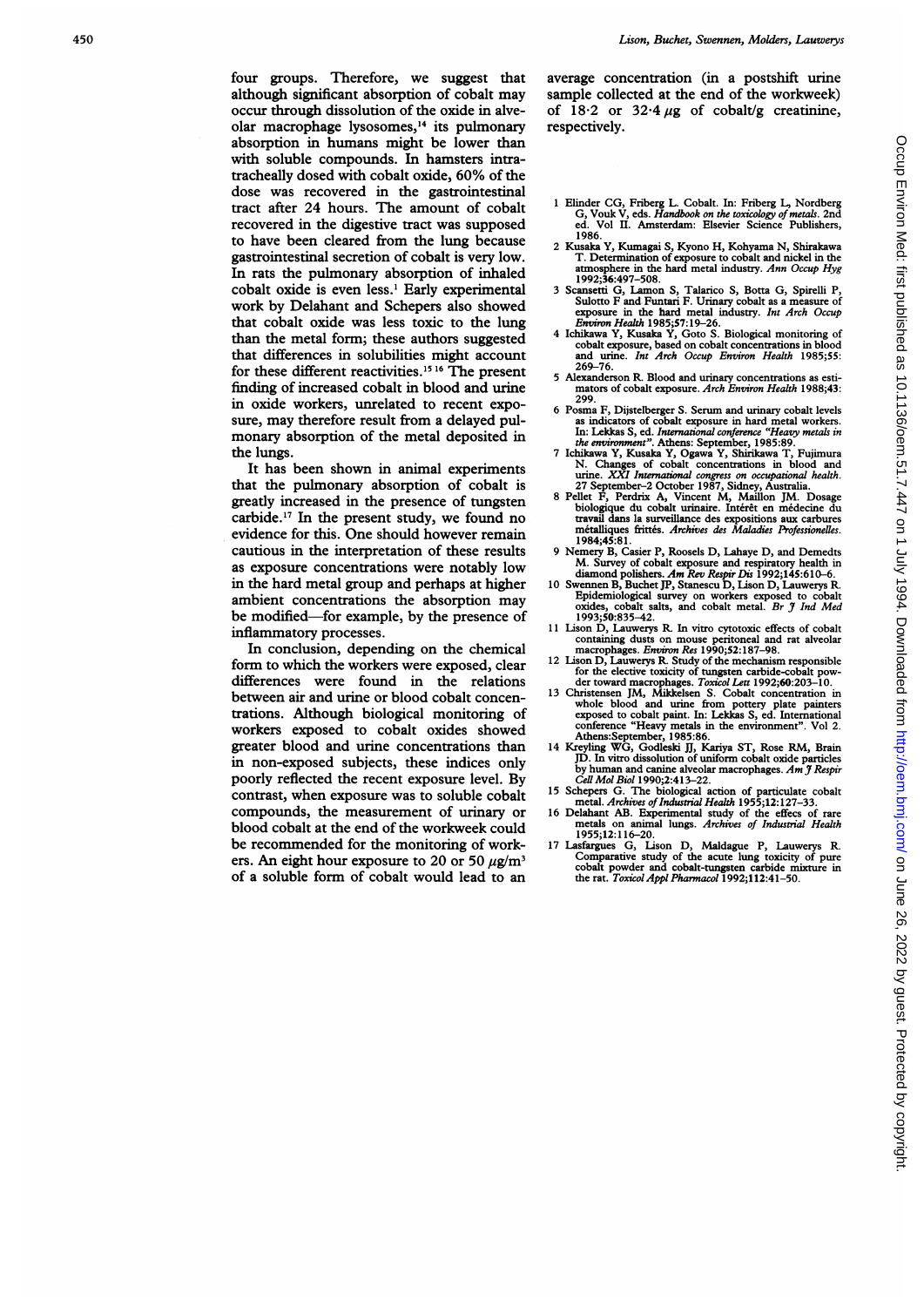four groups. Therefore, we suggest that although significant absorption of cobalt may occur through dissolution of the oxide in alveolar macrophage lysosomes,[14] its pulmonary absorption in humans might be lower than with soluble compounds. In hamsters intratracheally dosed with cobalt oxide, 60% of the dose was recovered in the gastrointestinal tract after 24 hours. The amount of cobalt recovered in the digestive tract was supposed to have been cleared from the lung because gastrointestinal secretion of cobalt is very low. In rats the pulmonary absorption of inhaled cobalt oxide is even less.[1] Early experimental work by Delahant and Schepers also showed that cobalt oxide was less toxic to the lung than the metal form; these authors suggested that differences in solubilities might account for these different reactivities.[15 16] The present finding of increased cobalt in blood and urine in oxide workers, unrelated to recent exposure, may therefore result from a delayed pulmonary absorption of the metal deposited in the lungs.

It has been shown in animal experiments that the pulmonary absorption of cobalt is greatly increased in the presence of tungsten carbide.[17] In the present study, we found no evidence for this. One should however remain cautious in the interpretation of these results as exposure concentrations were notably low in the hard metal group and perhaps at higher ambient concentrations the absorption may be modified—for example, by the presence of inflammatory processes.

In conclusion, depending on the chemical form to which the workers were exposed, clear differences were found in the relations between air and urine or blood cobalt concentrations. Although biological monitoring of workers exposed to cobalt oxides showed greater blood and urine concentrations than in non-exposed subjects, these indices only poorly reflected the recent exposure level. By contrast, when exposure was to soluble cobalt compounds, the measurement of urinary or blood cobalt at the end of the workweek could be recommended for the monitoring of workers. An eight hour exposure to 20 or 50 $\mu g/m^3$ of a soluble form of cobalt would lead to an average concentration (in a postshift urine sample collected at the end of the workweek) of 18·2 or 32·4 $\mu g$ of cobalt/g creatinine, respectively.

1 Elinder CG, Friberg L. Cobalt. In: Friberg L, Nordberg G, Vouk V, eds. *Handbook on the toxicology of metals*. 2nd ed. Vol II. Amsterdam: Elsevier Science Publishers, 1986.
2 Kusaka Y, Kumagai S, Kyono H, Kohyama N, Shirakawa T. Determination of exposure to cobalt and nickel in the atmosphere in the hard metal industry. *Ann Occup Hyg* 1992;36:497–508.
3 Scansetti G, Lamon S, Talarico S, Botta G, Spirelli P, Sulotto F and Funtari F. Urinary cobalt as a measure of exposure in the hard metal industry. *Int Arch Occup Environ Health* 1985;57:19–26.
4 Ichikawa Y, Kusaka Y, Goto S. Biological monitoring of cobalt exposure, based on cobalt concentrations in blood and urine. *Int Arch Occup Environ Health* 1985;55: 269–76.
5 Alexanderson R. Blood and urinary concentrations as estimators of cobalt exposure. *Arch Environ Health* 1988;43: 299.
6 Posma F, Dijstelberger S. Serum and urinary cobalt levels as indicators of cobalt exposure in hard metal workers. In: Lekkas S, ed. *International conference "Heavy metals in the environment"*. Athens: September, 1985:89.
7 Ichikawa Y, Kusaka Y, Ogawa Y, Shirikawa T, Fujimura N. Changes of cobalt concentrations in blood and urine. *XXI International congress on occupational health*. 27 September–2 October 1987, Sidney, Australia.
8 Pellet F, Perdrix A, Vincent M, Maillon JM. Dosage biologique du cobalt urinaire. Intérêt en médecine du travail dans la surveillance des expositions aux carbures métalliques frittés. *Archives des Maladies Professionnelles*. 1984;45:81.
9 Nemery B, Casier P, Roosels D, Lahaye D, and Demedts M. Survey of cobalt exposure and respiratory health in diamond polishers. *Am Rev Respir Dis* 1992;145:610–6.
10 Swennen B, Buchet JP, Stanescu D, Lison D, Lauwerys R. Epidemiological survey on workers exposed to cobalt oxides, cobalt salts, and cobalt metal. *Br J Ind Med* 1993;50:835–42.
11 Lison D, Lauwerys R. In vitro cytotoxic effects of cobalt containing dusts on mouse peritoneal and rat alveolar macrophages. *Environ Res* 1990;52:187–98.
12 Lison D, Lauwerys R. Study of the mechanism responsible for the elective toxicity of tungsten carbide-cobalt powder toward macrophages. *Toxicol Lett* 1992;60:203–10.
13 Christensen JM, Mikkelsen S. Cobalt concentration in whole blood and urine from pottery plate painters exposed to cobalt paint. In: Lekkas S, ed. International conference "Heavy metals in the environment". Vol 2. Athens:September, 1985:86.
14 Kreyling WG, Godleski JJ, Kariya ST, Rose RM, Brain JD. In vitro dissolution of uniform cobalt oxide particles by human and canine alveolar macrophages. *Am J Respir Cell Mol Biol* 1990;2:413–22.
15 Schepers G. The biological action of particulate cobalt metal. *Archives of Industrial Health* 1955;12:127–33.
16 Delahant AB. Experimental study of the effecs of rare metals on animal lungs. *Archives of Industrial Health* 1955;12:116–20.
17 Lasfargues G, Lison D, Maldague P, Lauwerys R. Comparative study of the acute lung toxicity of pure cobalt powder and cobalt-tungsten carbide mixture in the rat. *Toxicol Appl Pharmacol* 1992;112:41–50.